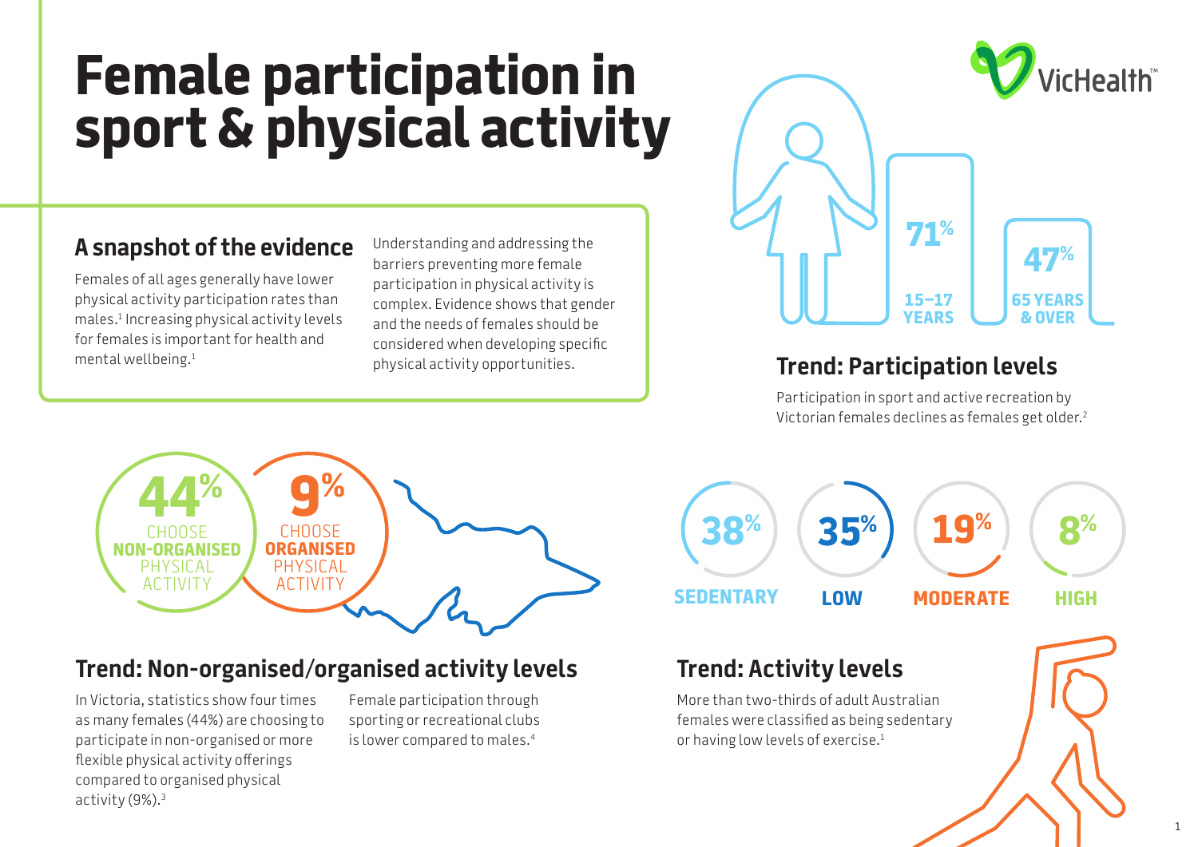# Female participation in sport & physical activity

VicHealth

## A snapshot of the evidence

Females of all ages generally have lower physical activity participation rates than males.[1] Increasing physical activity levels for females is important for health and mental wellbeing.[1]

Understanding and addressing the barriers preventing more female participation in physical activity is complex. Evidence shows that gender and the needs of females should be considered when developing specific physical activity opportunities.

**71%** 15–17 YEARS

**47%** 65 YEARS & OVER

## Trend: Participation levels

Participation in sport and active recreation by Victorian females declines as females get older.[2]

**44%** CHOOSE **NON-ORGANISED** PHYSICAL ACTIVITY

**9%** CHOOSE **ORGANISED** PHYSICAL ACTIVITY

## Trend: Non-organised/organised activity levels

In Victoria, statistics show four times as many females (44%) are choosing to participate in non-organised or more flexible physical activity offerings compared to organised physical activity (9%).[3]

Female participation through sporting or recreational clubs is lower compared to males.[4]

**38%** SEDENTARY

**35%** LOW

**19%** MODERATE

**8%** HIGH

## Trend: Activity levels

More than two-thirds of adult Australian females were classified as being sedentary or having low levels of exercise.[1]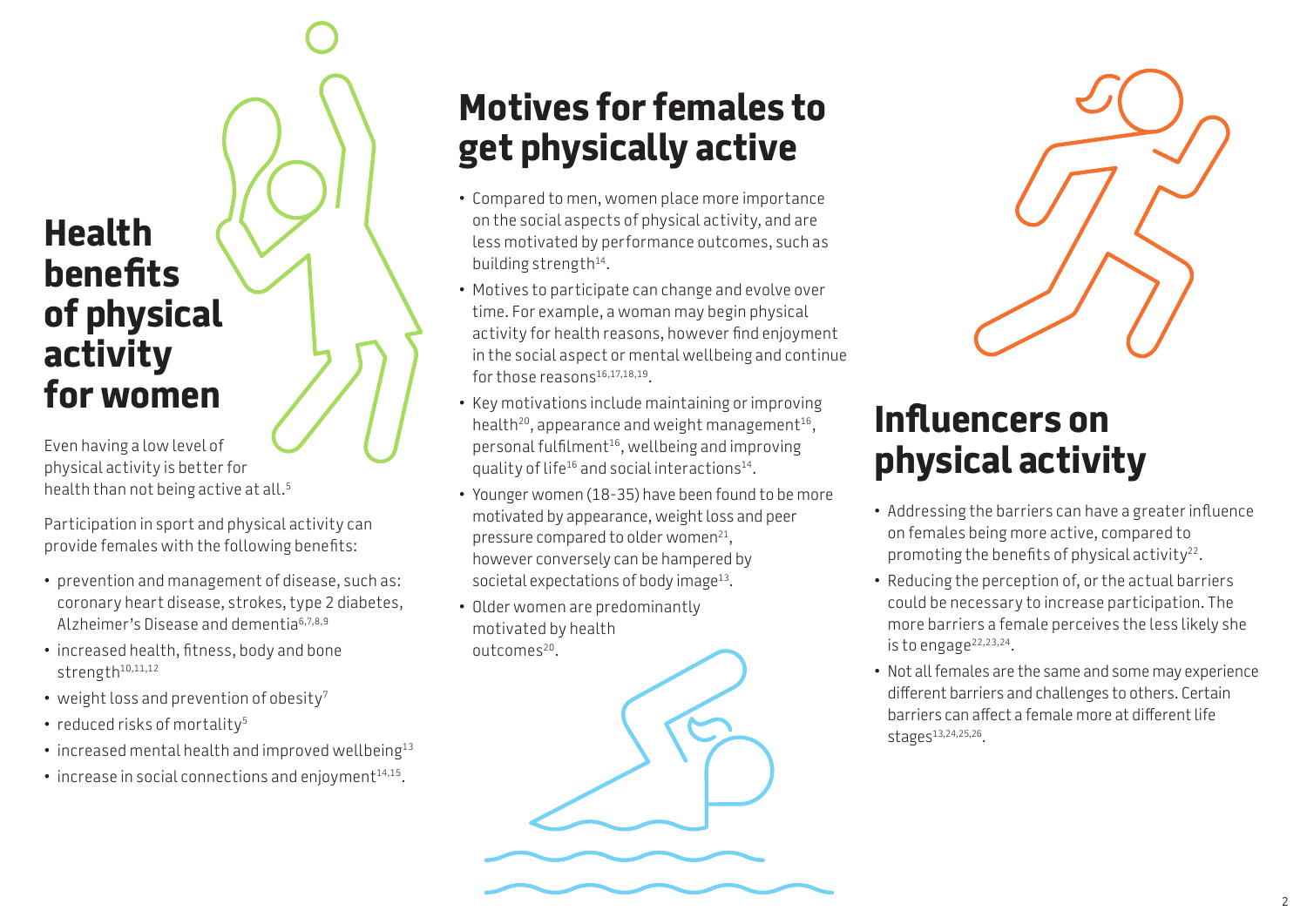## Health benefits of physical activity for women

Even having a low level of physical activity is better for health than not being active at all.[5]

Participation in sport and physical activity can provide females with the following benefits:

- prevention and management of disease, such as: coronary heart disease, strokes, type 2 diabetes, Alzheimer's Disease and dementia[6,7,8,9]
- increased health, fitness, body and bone strength[10,11,12]
- weight loss and prevention of obesity[7]
- reduced risks of mortality[5]
- increased mental health and improved wellbeing[13]
- increase in social connections and enjoyment[14,15].

## Motives for females to get physically active

- Compared to men, women place more importance on the social aspects of physical activity, and are less motivated by performance outcomes, such as building strength[14].
- Motives to participate can change and evolve over time. For example, a woman may begin physical activity for health reasons, however find enjoyment in the social aspect or mental wellbeing and continue for those reasons[16,17,18,19].
- Key motivations include maintaining or improving health[20], appearance and weight management[16], personal fulfilment[16], wellbeing and improving quality of life[16] and social interactions[14].
- Younger women (18-35) have been found to be more motivated by appearance, weight loss and peer pressure compared to older women[21], however conversely can be hampered by societal expectations of body image[13].
- Older women are predominantly motivated by health outcomes[20].

## Influencers on physical activity

- Addressing the barriers can have a greater influence on females being more active, compared to promoting the benefits of physical activity[22].
- Reducing the perception of, or the actual barriers could be necessary to increase participation. The more barriers a female perceives the less likely she is to engage[22,23,24].
- Not all females are the same and some may experience different barriers and challenges to others. Certain barriers can affect a female more at different life stages[13,24,25,26].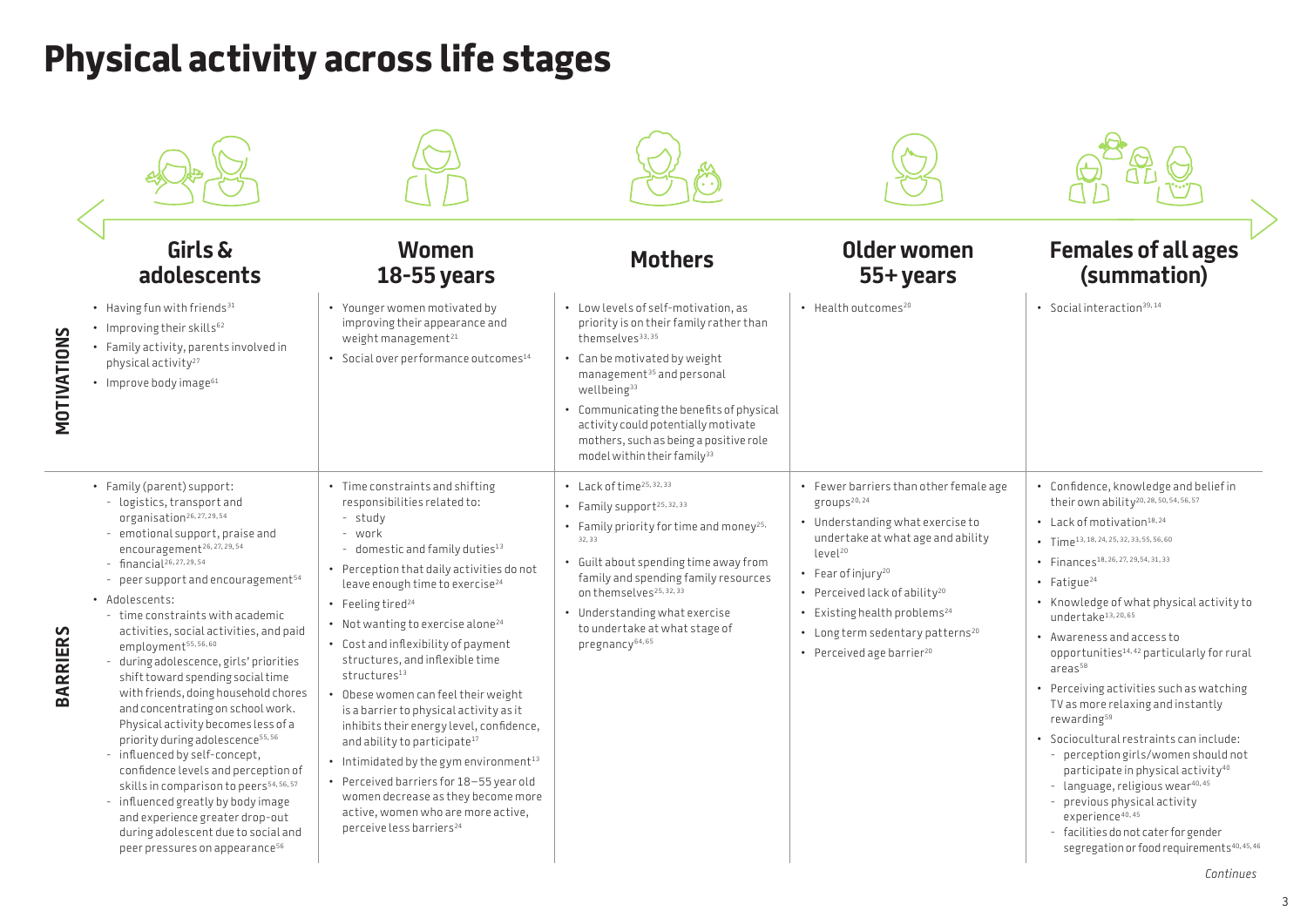# Physical activity across life stages

| | Girls & adolescents | Women 18-55 years | Mothers | Older women 55+ years | Females of all ages (summation) |
|---|---|---|---|---|---|
| **MOTIVATIONS** | • Having fun with friends[31]<br>• Improving their skills[62]<br>• Family activity, parents involved in physical activity[27]<br>• Improve body image[61] | • Younger women motivated by improving their appearance and weight management[21]<br>• Social over performance outcomes[14] | • Low levels of self-motivation, as priority is on their family rather than themselves[33,35]<br>• Can be motivated by weight management[35] and personal wellbeing[33]<br>• Communicating the benefits of physical activity could potentially motivate mothers, such as being a positive role model within their family[33] | • Health outcomes[20] | • Social interaction[39,14] |
| **BARRIERS** | • Family (parent) support:<br>- logistics, transport and organisation[26,27,29,54]<br>- emotional support, praise and encouragement[26,27,29,54]<br>- financial[26,27,29,54]<br>- peer support and encouragement[54]<br>• Adolescents:<br>- time constraints with academic activities, social activities, and paid employment[55,56,60]<br>- during adolescence, girls' priorities shift toward spending social time with friends, doing household chores and concentrating on school work. Physical activity becomes less of a priority during adolescence[55,56]<br>- influenced by self-concept, confidence levels and perception of skills in comparison to peers[54,56,57]<br>- influenced greatly by body image and experience greater drop-out during adolescent due to social and peer pressures on appearance[56] | • Time constraints and shifting responsibilities related to:<br>- study<br>- work<br>- domestic and family duties[13]<br>• Perception that daily activities do not leave enough time to exercise[24]<br>• Feeling tired[24]<br>• Not wanting to exercise alone[24]<br>• Cost and inflexibility of payment structures, and inflexible time structures[13]<br>• Obese women can feel their weight is a barrier to physical activity as it inhibits their energy level, confidence, and ability to participate[17]<br>• Intimidated by the gym environment[13]<br>• Perceived barriers for 18–55 year old women decrease as they become more active, women who are more active, perceive less barriers[24] | • Lack of time[25,32,33]<br>• Family support[25,32,33]<br>• Family priority for time and money[25,32,33]<br>• Guilt about spending time away from family and spending family resources on themselves[25,32,33]<br>• Understanding what exercise to undertake at what stage of pregnancy[64,65] | • Fewer barriers than other female age groups[20,24]<br>• Understanding what exercise to undertake at what age and ability level[20]<br>• Fear of injury[20]<br>• Perceived lack of ability[20]<br>• Existing health problems[24]<br>• Long term sedentary patterns[20]<br>• Perceived age barrier[20] | • Confidence, knowledge and belief in their own ability[20,28,50,54,56,57]<br>• Lack of motivation[18,24]<br>• Time[13,18,24,25,32,33,55,56,60]<br>• Finances[18,26,27,29,54,31,33]<br>• Fatigue[24]<br>• Knowledge of what physical activity to undertake[13,20,65]<br>• Awareness and access to opportunities[14,42] particularly for rural areas[58]<br>• Perceiving activities such as watching TV as more relaxing and instantly rewarding[59]<br>• Sociocultural restraints can include:<br>- perception girls/women should not participate in physical activity[40]<br>- language, religious wear[40,45]<br>- previous physical activity experience[40,45]<br>- facilities do not cater for gender segregation or food requirements[40,45,46] |

*Continues*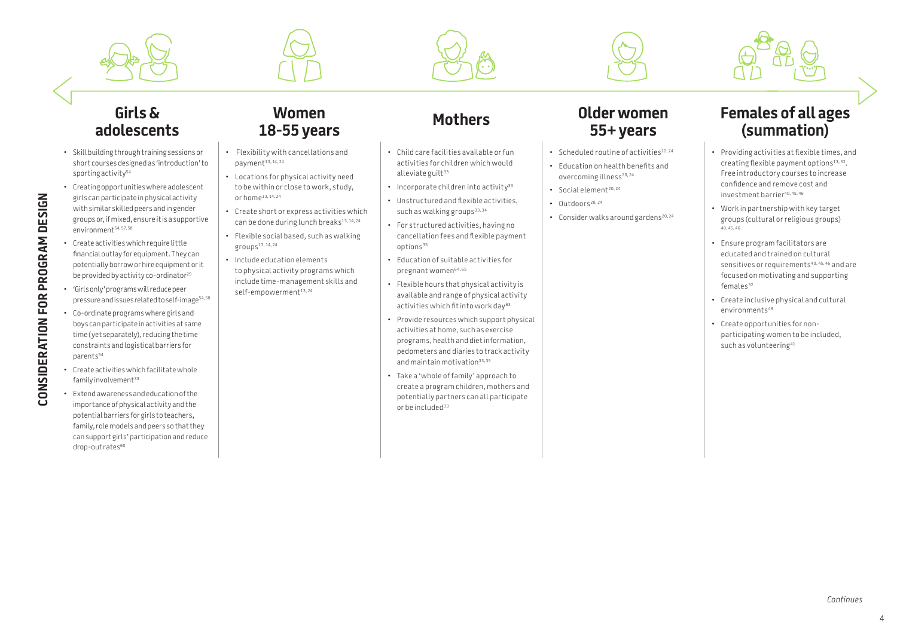# CONSIDERATION FOR PROGRAM DESIGN

## Girls & adolescents

- Skill building through training sessions or short courses designed as 'introduction' to sporting activity[54]
- Creating opportunities where adolescent girls can participate in physical activity with similar skilled peers and in gender groups or, if mixed, ensure it is a supportive environment[54, 57, 58]
- Create activities which require little financial outlay for equipment. They can potentially borrow or hire equipment or it be provided by activity co-ordinator[29]
- 'Girls only' programs will reduce peer pressure and issues related to self-image[54, 58]
- Co-ordinate programs where girls and boys can participate in activities at same time (yet separately), reducing the time constraints and logistical barriers for parents[54]
- Create activities which facilitate whole family involvement[33]
- Extend awareness and education of the importance of physical activity and the potential barriers for girls to teachers, family, role models and peers so that they can support girls' participation and reduce drop-out rates[60]

## Women 18-55 years

- Flexibility with cancellations and payment[13, 14, 24]
- Locations for physical activity need to be within or close to work, study, or home[13, 14, 24]
- Create short or express activities which can be done during lunch breaks[13, 14, 24]
- Flexible social based, such as walking groups[13, 14, 24]
- Include education elements to physical activity programs which include time-management skills and self-empowerment[13, 24]

## Mothers

- Child care facilities available or fun activities for children which would alleviate guilt[33]
- Incorporate children into activity[33]
- Unstructured and flexible activities, such as walking groups[33, 34]
- For structured activities, having no cancellation fees and flexible payment options[35]
- Education of suitable activities for pregnant women[64, 65]
- Flexible hours that physical activity is available and range of physical activity activities which fit into work day[63]
- Provide resources which support physical activities at home, such as exercise programs, health and diet information, pedometers and diaries to track activity and maintain motivation[33, 35]
- Take a 'whole of family' approach to create a program children, mothers and potentially partners can all participate or be included[33]

## Older women 55+ years

- Scheduled routine of activities[20, 24]
- Education on health benefits and overcoming illness[20, 24]
- Social element[20, 24]
- Outdoors[20, 24]
- Consider walks around gardens[20, 24]

## Females of all ages (summation)

- Providing activities at flexible times, and creating flexible payment options[13, 32]. Free introductory courses to increase confidence and remove cost and investment barrier[40, 45, 46]
- Work in partnership with key target groups (cultural or religious groups)[40, 45, 46]
- Ensure program facilitators are educated and trained on cultural sensitives or requirements[40, 45, 46] and are focused on motivating and supporting females[32]
- Create inclusive physical and cultural environments[49]
- Create opportunities for non-participating women to be included, such as volunteering[41]

*Continues*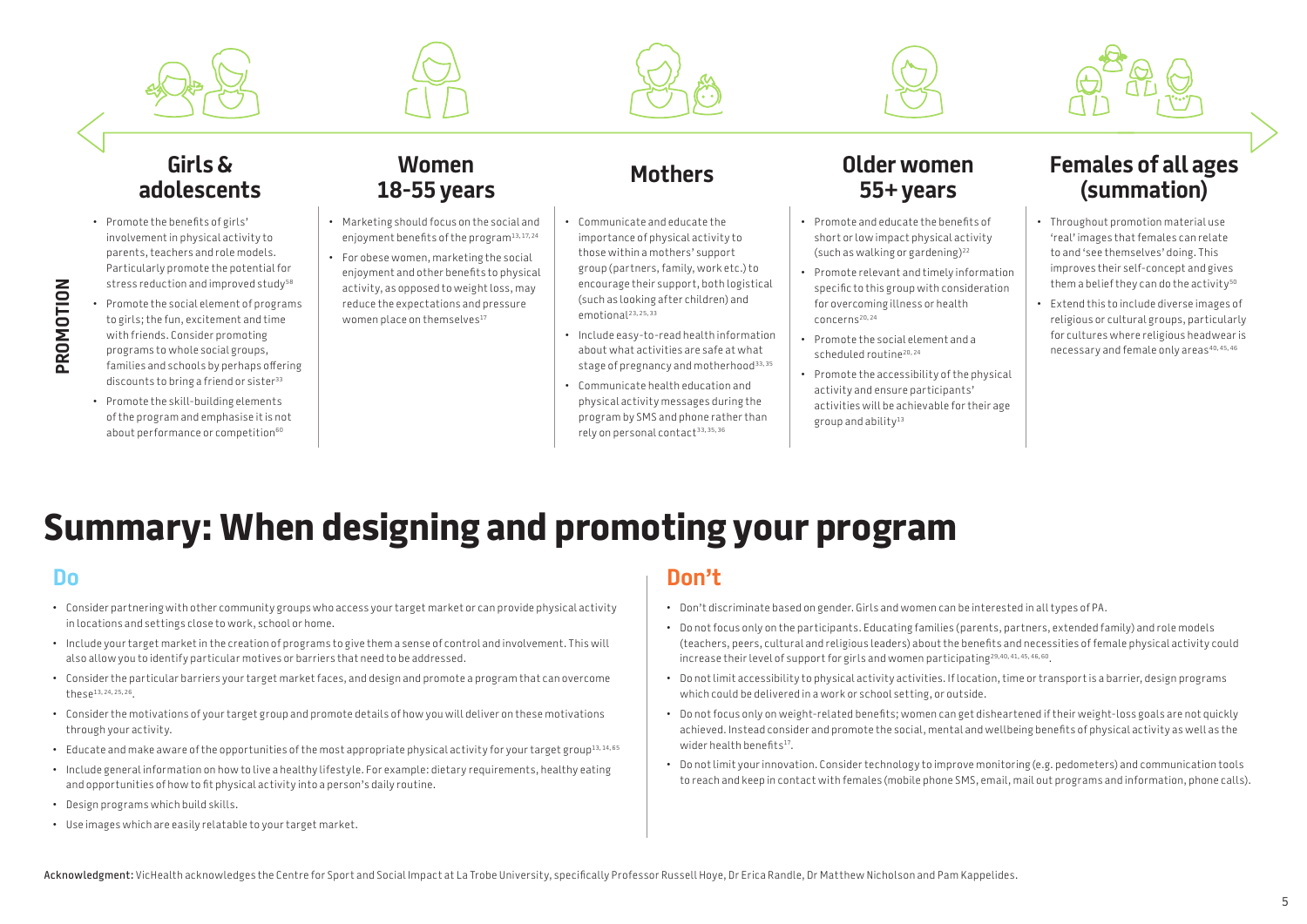PROMOTION

### Girls & adolescents

- Promote the benefits of girls' involvement in physical activity to parents, teachers and role models. Particularly promote the potential for stress reduction and improved study[58]
- Promote the social element of programs to girls; the fun, excitement and time with friends. Consider promoting programs to whole social groups, families and schools by perhaps offering discounts to bring a friend or sister[33]
- Promote the skill-building elements of the program and emphasise it is not about performance or competition[60]

### Women 18-55 years

- Marketing should focus on the social and enjoyment benefits of the program[13, 17, 24]
- For obese women, marketing the social enjoyment and other benefits to physical activity, as opposed to weight loss, may reduce the expectations and pressure women place on themselves[17]

### Mothers

- Communicate and educate the importance of physical activity to those within a mothers' support group (partners, family, work etc.) to encourage their support, both logistical (such as looking after children) and emotional[23, 25, 33]
- Include easy-to-read health information about what activities are safe at what stage of pregnancy and motherhood[33, 35]
- Communicate health education and physical activity messages during the program by SMS and phone rather than rely on personal contact[33, 35, 36]

### Older women 55+ years

- Promote and educate the benefits of short or low impact physical activity (such as walking or gardening)[22]
- Promote relevant and timely information specific to this group with consideration for overcoming illness or health concerns[20, 24]
- Promote the social element and a scheduled routine[20, 24]
- Promote the accessibility of the physical activity and ensure participants' activities will be achievable for their age group and ability[13]

### Females of all ages (summation)

- Throughout promotion material use 'real' images that females can relate to and 'see themselves' doing. This improves their self-concept and gives them a belief they can do the activity[50]
- Extend this to include diverse images of religious or cultural groups, particularly for cultures where religious headwear is necessary and female only areas[40, 45, 46]

# Summary: When designing and promoting your program

## Do

- Consider partnering with other community groups who access your target market or can provide physical activity in locations and settings close to work, school or home.
- Include your target market in the creation of programs to give them a sense of control and involvement. This will also allow you to identify particular motives or barriers that need to be addressed.
- Consider the particular barriers your target market faces, and design and promote a program that can overcome these[13, 24, 25, 26].
- Consider the motivations of your target group and promote details of how you will deliver on these motivations through your activity.
- Educate and make aware of the opportunities of the most appropriate physical activity for your target group[13, 14, 65]
- Include general information on how to live a healthy lifestyle. For example: dietary requirements, healthy eating and opportunities of how to fit physical activity into a person's daily routine.
- Design programs which build skills.
- Use images which are easily relatable to your target market.

## Don't

- Don't discriminate based on gender. Girls and women can be interested in all types of PA.
- Do not focus only on the participants. Educating families (parents, partners, extended family) and role models (teachers, peers, cultural and religious leaders) about the benefits and necessities of female physical activity could increase their level of support for girls and women participating[29, 40, 41, 45, 46, 60].
- Do not limit accessibility to physical activity activities. If location, time or transport is a barrier, design programs which could be delivered in a work or school setting, or outside.
- Do not focus only on weight-related benefits; women can get disheartened if their weight-loss goals are not quickly achieved. Instead consider and promote the social, mental and wellbeing benefits of physical activity as well as the wider health benefits[17].
- Do not limit your innovation. Consider technology to improve monitoring (e.g. pedometers) and communication tools to reach and keep in contact with females (mobile phone SMS, email, mail out programs and information, phone calls).

**Acknowledgment:** VicHealth acknowledges the Centre for Sport and Social Impact at La Trobe University, specifically Professor Russell Hoye, Dr Erica Randle, Dr Matthew Nicholson and Pam Kappelides.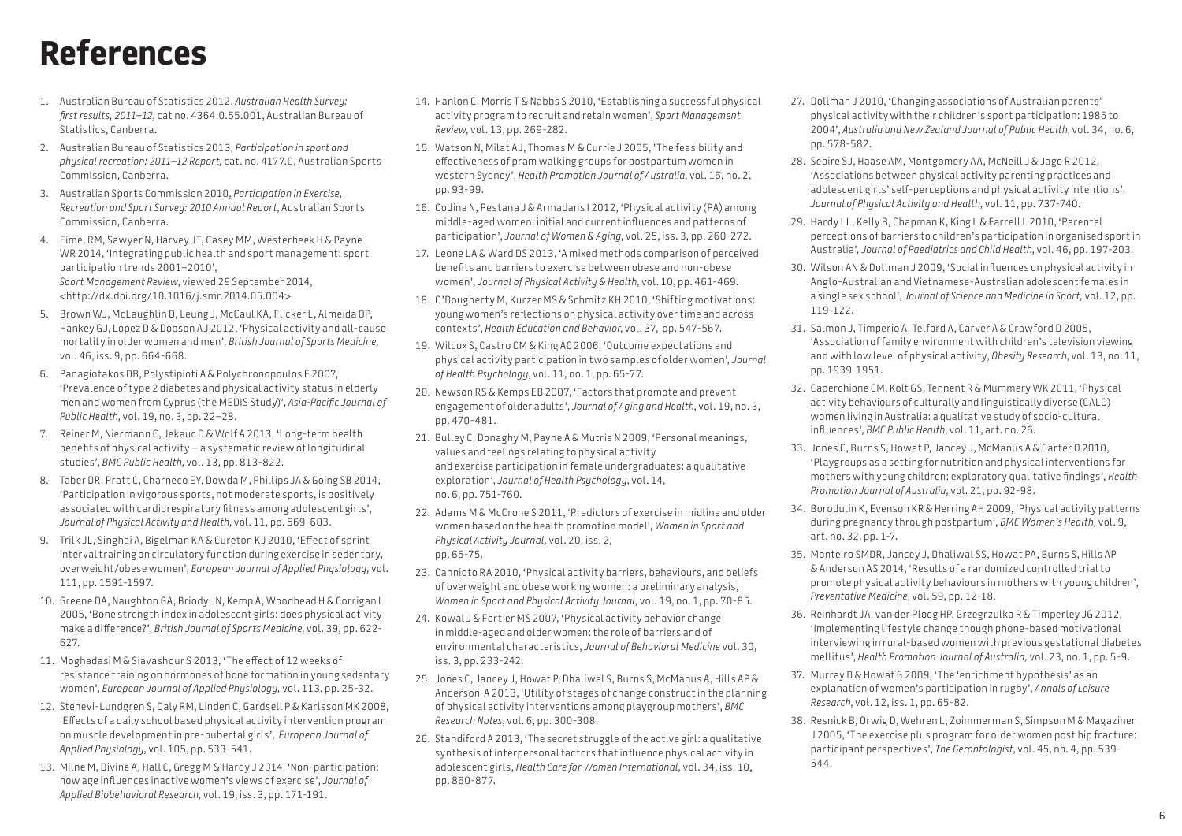# References

1. Australian Bureau of Statistics 2012, *Australian Health Survey: first results, 2011–12,* cat no. 4364.0.55.001, Australian Bureau of Statistics, Canberra.
2. Australian Bureau of Statistics 2013, *Participation in sport and physical recreation: 2011–12 Report,* cat. no. 4177.0, Australian Sports Commission, Canberra.
3. Australian Sports Commission 2010, *Participation in Exercise, Recreation and Sport Survey: 2010 Annual Report*, Australian Sports Commission, Canberra.
4. Eime, RM, Sawyer N, Harvey JT, Casey MM, Westerbeek H & Payne WR 2014, 'Integrating public health and sport management: sport participation trends 2001–2010', *Sport Management Review*, viewed 29 September 2014, <http://dx.doi.org/10.1016/j.smr.2014.05.004>.
5. Brown WJ, McLaughlin D, Leung J, McCaul KA, Flicker L, Almeida OP, Hankey GJ, Lopez D & Dobson AJ 2012, 'Physical activity and all-cause mortality in older women and men', *British Journal of Sports Medicine*, vol. 46, iss. 9, pp. 664-668.
6. Panagiotakos DB, Polystipioti A & Polychronopoulos E 2007, 'Prevalence of type 2 diabetes and physical activity status in elderly men and women from Cyprus (the MEDIS Study)', *Asia-Pacific Journal of Public Health*, vol. 19, no. 3, pp. 22–28.
7. Reiner M, Niermann C, Jekauc D & Wolf A 2013, 'Long-term health benefits of physical activity – a systematic review of longitudinal studies', *BMC Public Health*, vol. 13, pp. 813-822.
8. Taber DR, Pratt C, Charneco EY, Dowda M, Phillips JA & Going SB 2014, 'Participation in vigorous sports, not moderate sports, is positively associated with cardiorespiratory fitness among adolescent girls', *Journal of Physical Activity and Health*, vol. 11, pp. 569-603.
9. Trilk JL, Singhai A, Bigelman KA & Cureton KJ 2010, 'Effect of sprint interval training on circulatory function during exercise in sedentary, overweight/obese women', *European Journal of Applied Physiology*, vol. 111, pp. 1591-1597.
10. Greene DA, Naughton GA, Briody JN, Kemp A, Woodhead H & Corrigan L 2005, 'Bone strength index in adolescent girls: does physical activity make a difference?', *British Journal of Sports Medicine*, vol. 39, pp. 622-627.
11. Moghadasi M & Siavashour S 2013, 'The effect of 12 weeks of resistance training on hormones of bone formation in young sedentary women', *European Journal of Applied Physiology*, vol. 113, pp. 25-32.
12. Stenevi-Lundgren S, Daly RM, Linden C, Gardsell P & Karlsson MK 2008, 'Effects of a daily school based physical activity intervention program on muscle development in pre-pubertal girls', *European Journal of Applied Physiology*, vol. 105, pp. 533-541.
13. Milne M, Divine A, Hall C, Gregg M & Hardy J 2014, 'Non-participation: how age influences inactive women's views of exercise', *Journal of Applied Biobehavioral Research*, vol. 19, iss. 3, pp. 171-191.
14. Hanlon C, Morris T & Nabbs S 2010, 'Establishing a successful physical activity program to recruit and retain women', *Sport Management Review*, vol. 13, pp. 269-282.
15. Watson N, Milat AJ, Thomas M & Currie J 2005, 'The feasibility and effectiveness of pram walking groups for postpartum women in western Sydney', *Health Promotion Journal of Australia*, vol. 16, no. 2, pp. 93-99.
16. Codina N, Pestana J & Armadans I 2012, 'Physical activity (PA) among middle-aged women: initial and current influences and patterns of participation', *Journal of Women & Aging*, vol. 25, iss. 3, pp. 260-272.
17. Leone LA & Ward DS 2013, 'A mixed methods comparison of perceived benefits and barriers to exercise between obese and non-obese women', *Journal of Physical Activity & Health*, vol. 10, pp. 461-469.
18. O'Dougherty M, Kurzer MS & Schmitz KH 2010, 'Shifting motivations: young women's reflections on physical activity over time and across contexts', *Health Education and Behavior*, vol. 37, pp. 547-567.
19. Wilcox S, Castro CM & King AC 2006, 'Outcome expectations and physical activity participation in two samples of older women', *Journal of Health Psychology*, vol. 11, no. 1, pp. 65-77.
20. Newson RS & Kemps EB 2007, 'Factors that promote and prevent engagement of older adults', *Journal of Aging and Health*, vol. 19, no. 3, pp. 470-481.
21. Bulley C, Donaghy M, Payne A & Mutrie N 2009, 'Personal meanings, values and feelings relating to physical activity and exercise participation in female undergraduates: a qualitative exploration', *Journal of Health Psychology*, vol. 14, no. 6, pp. 751-760.
22. Adams M & McCrone S 2011, 'Predictors of exercise in midline and older women based on the health promotion model', *Women in Sport and Physical Activity Journal*, vol. 20, iss. 2, pp. 65-75.
23. Cannioto RA 2010, 'Physical activity barriers, behaviours, and beliefs of overweight and obese working women: a preliminary analysis, *Women in Sport and Physical Activity Journal*, vol. 19, no. 1, pp. 70-85.
24. Kowal J & Fortier MS 2007, 'Physical activity behavior change in middle-aged and older women: the role of barriers and of environmental characteristics, *Journal of Behavioral Medicine* vol. 30, iss. 3, pp. 233-242.
25. Jones C, Jancey J, Howat P, Dhaliwal S, Burns S, McManus A, Hills AP & Anderson A 2013, 'Utility of stages of change construct in the planning of physical activity interventions among playgroup mothers', *BMC Research Notes*, vol. 6, pp. 300-308.
26. Standiford A 2013, 'The secret struggle of the active girl: a qualitative synthesis of interpersonal factors that influence physical activity in adolescent girls, *Health Care for Women International*, vol. 34, iss. 10, pp. 860-877.
27. Dollman J 2010, 'Changing associations of Australian parents' physical activity with their children's sport participation: 1985 to 2004', *Australia and New Zealand Journal of Public Health*, vol. 34, no. 6, pp. 578-582.
28. Sebire SJ, Haase AM, Montgomery AA, McNeill J & Jago R 2012, 'Associations between physical activity parenting practices and adolescent girls' self-perceptions and physical activity intentions', *Journal of Physical Activity and Health*, vol. 11, pp. 737-740.
29. Hardy LL, Kelly B, Chapman K, King L & Farrell L 2010, 'Parental perceptions of barriers to children's participation in organised sport in Australia', *Journal of Paediatrics and Child Health*, vol. 46, pp. 197-203.
30. Wilson AN & Dollman J 2009, 'Social influences on physical activity in Anglo-Australian and Vietnamese-Australian adolescent females in a single sex school', *Journal of Science and Medicine in Sport,* vol. 12, pp. 119-122.
31. Salmon J, Timperio A, Telford A, Carver A & Crawford D 2005, 'Association of family environment with children's television viewing and with low level of physical activity, *Obesity Research*, vol. 13, no. 11, pp. 1939-1951.
32. Caperchione CM, Kolt GS, Tennent R & Mummery WK 2011, 'Physical activity behaviours of culturally and linguistically diverse (CALD) women living in Australia: a qualitative study of socio-cultural influences', *BMC Public Health*, vol. 11, art. no. 26.
33. Jones C, Burns S, Howat P, Jancey J, McManus A & Carter O 2010, 'Playgroups as a setting for nutrition and physical interventions for mothers with young children: exploratory qualitative findings', *Health Promotion Journal of Australia*, vol. 21, pp. 92-98.
34. Borodulin K, Evenson KR & Herring AH 2009, 'Physical activity patterns during pregnancy through postpartum', *BMC Women's Health*, vol. 9, art. no. 32, pp. 1-7.
35. Monteiro SMDR, Jancey J, Dhaliwal SS, Howat PA, Burns S, Hills AP & Anderson AS 2014, 'Results of a randomized controlled trial to promote physical activity behaviours in mothers with young children', *Preventative Medicine*, vol. 59, pp. 12-18.
36. Reinhardt JA, van der Ploeg HP, Grzegrzulka R & Timperley JG 2012, 'Implementing lifestyle change though phone-based motivational interviewing in rural-based women with previous gestational diabetes mellitus', *Health Promotion Journal of Australia,* vol. 23, no. 1, pp. 5-9.
37. Murray D & Howat G 2009, 'The 'enrichment hypothesis' as an explanation of women's participation in rugby', *Annals of Leisure Research*, vol. 12, iss. 1, pp. 65-82.
38. Resnick B, Orwig D, Wehren L, Zoimmerman S, Simpson M & Magaziner J 2005, 'The exercise plus program for older women post hip fracture: participant perspectives', *The Gerontologist*, vol. 45, no. 4, pp. 539-544.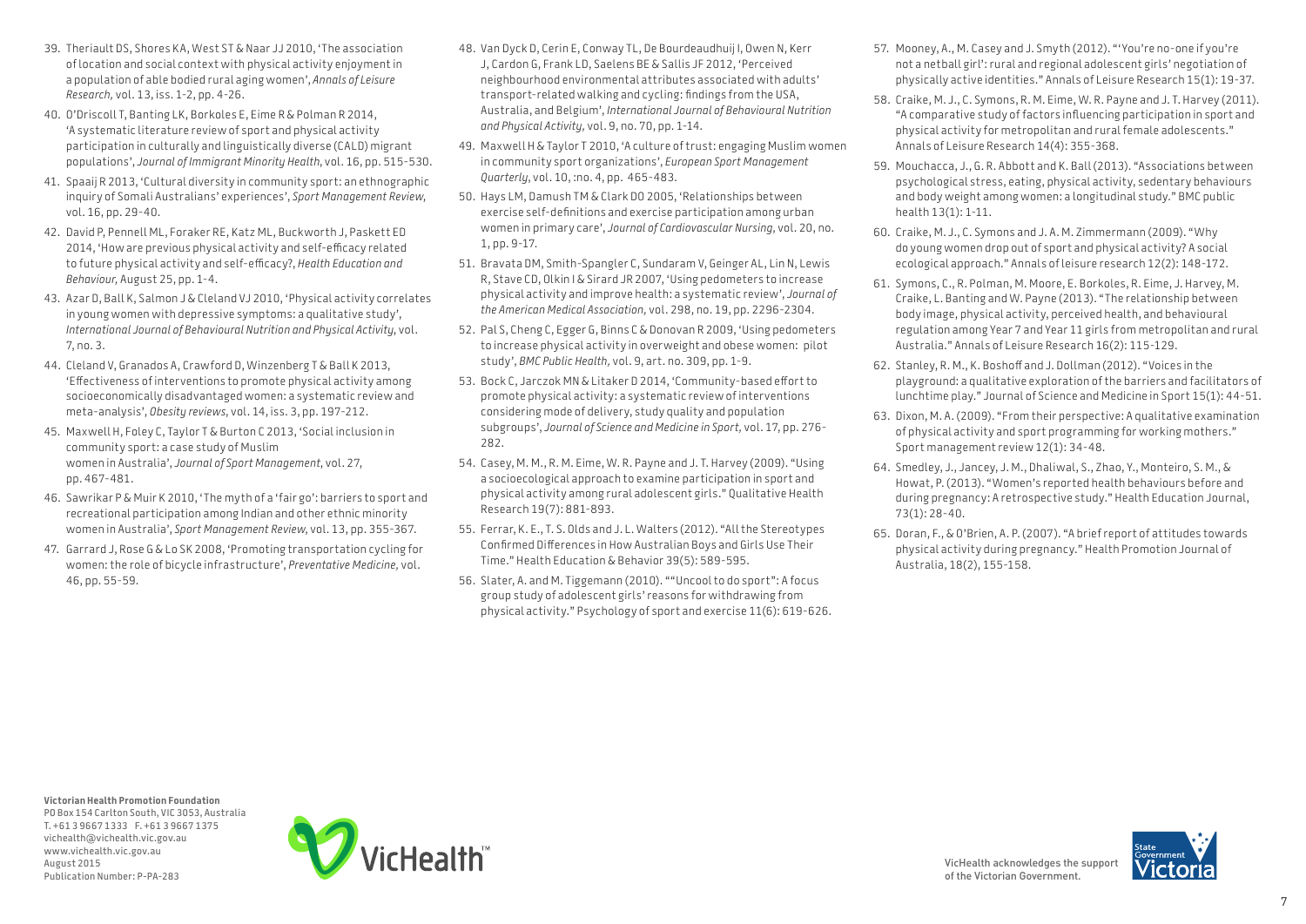39. Theriault DS, Shores KA, West ST & Naar JJ 2010, 'The association of location and social context with physical activity enjoyment in a population of able bodied rural aging women', *Annals of Leisure Research*, vol. 13, iss. 1-2, pp. 4-26.
40. O'Driscoll T, Banting LK, Borkoles E, Eime R & Polman R 2014, 'A systematic literature review of sport and physical activity participation in culturally and linguistically diverse (CALD) migrant populations', *Journal of Immigrant Minority Health*, vol. 16, pp. 515-530.
41. Spaaij R 2013, 'Cultural diversity in community sport: an ethnographic inquiry of Somali Australians' experiences', *Sport Management Review*, vol. 16, pp. 29-40.
42. David P, Pennell ML, Foraker RE, Katz ML, Buckworth J, Paskett ED 2014, 'How are previous physical activity and self-efficacy related to future physical activity and self-efficacy?, *Health Education and Behaviour*, August 25, pp. 1-4.
43. Azar D, Ball K, Salmon J & Cleland VJ 2010, 'Physical activity correlates in young women with depressive symptoms: a qualitative study', *International Journal of Behavioural Nutrition and Physical Activity*, vol. 7, no. 3.
44. Cleland V, Granados A, Crawford D, Winzenberg T & Ball K 2013, 'Effectiveness of interventions to promote physical activity among socioeconomically disadvantaged women: a systematic review and meta-analysis', *Obesity reviews*, vol. 14, iss. 3, pp. 197-212.
45. Maxwell H, Foley C, Taylor T & Burton C 2013, 'Social inclusion in community sport: a case study of Muslim women in Australia', *Journal of Sport Management*, vol. 27, pp. 467-481.
46. Sawrikar P & Muir K 2010, 'The myth of a 'fair go': barriers to sport and recreational participation among Indian and other ethnic minority women in Australia', *Sport Management Review*, vol. 13, pp. 355-367.
47. Garrard J, Rose G & Lo SK 2008, 'Promoting transportation cycling for women: the role of bicycle infrastructure', *Preventative Medicine*, vol. 46, pp. 55-59.
48. Van Dyck D, Cerin E, Conway TL, De Bourdeaudhuij I, Owen N, Kerr J, Cardon G, Frank LD, Saelens BE & Sallis JF 2012, 'Perceived neighbourhood environmental attributes associated with adults' transport-related walking and cycling: findings from the USA, Australia, and Belgium', *International Journal of Behavioural Nutrition and Physical Activity*, vol. 9, no. 70, pp. 1-14.
49. Maxwell H & Taylor T 2010, 'A culture of trust: engaging Muslim women in community sport organizations', *European Sport Management Quarterly*, vol. 10, :no. 4, pp. 465-483.
50. Hays LM, Damush TM & Clark DO 2005, 'Relationships between exercise self-definitions and exercise participation among urban women in primary care', *Journal of Cardiovascular Nursing*, vol. 20, no. 1, pp. 9-17.
51. Bravata DM, Smith-Spangler C, Sundaram V, Geinger AL, Lin N, Lewis R, Stave CD, Olkin I & Sirard JR 2007, 'Using pedometers to increase physical activity and improve health: a systematic review', *Journal of the American Medical Association*, vol. 298, no. 19, pp. 2296-2304.
52. Pal S, Cheng C, Egger G, Binns C & Donovan R 2009, 'Using pedometers to increase physical activity in overweight and obese women: pilot study', *BMC Public Health*, vol. 9, art. no. 309, pp. 1-9.
53. Bock C, Jarczok MN & Litaker D 2014, 'Community-based effort to promote physical activity: a systematic review of interventions considering mode of delivery, study quality and population subgroups', *Journal of Science and Medicine in Sport*, vol. 17, pp. 276-282.
54. Casey, M. M., R. M. Eime, W. R. Payne and J. T. Harvey (2009). "Using a socioecological approach to examine participation in sport and physical activity among rural adolescent girls." Qualitative Health Research 19(7): 881-893.
55. Ferrar, K. E., T. S. Olds and J. L. Walters (2012). "All the Stereotypes Confirmed Differences in How Australian Boys and Girls Use Their Time." Health Education & Behavior 39(5): 589-595.
56. Slater, A. and M. Tiggemann (2010). ""Uncool to do sport": A focus group study of adolescent girls' reasons for withdrawing from physical activity." Psychology of sport and exercise 11(6): 619-626.
57. Mooney, A., M. Casey and J. Smyth (2012). "'You're no-one if you're not a netball girl': rural and regional adolescent girls' negotiation of physically active identities." Annals of Leisure Research 15(1): 19-37.
58. Craike, M. J., C. Symons, R. M. Eime, W. R. Payne and J. T. Harvey (2011). "A comparative study of factors influencing participation in sport and physical activity for metropolitan and rural female adolescents." Annals of Leisure Research 14(4): 355-368.
59. Mouchacca, J., G. R. Abbott and K. Ball (2013). "Associations between psychological stress, eating, physical activity, sedentary behaviours and body weight among women: a longitudinal study." BMC public health 13(1): 1-11.
60. Craike, M. J., C. Symons and J. A. M. Zimmermann (2009). "Why do young women drop out of sport and physical activity? A social ecological approach." Annals of leisure research 12(2): 148-172.
61. Symons, C., R. Polman, M. Moore, E. Borkoles, R. Eime, J. Harvey, M. Craike, L. Banting and W. Payne (2013). "The relationship between body image, physical activity, perceived health, and behavioural regulation among Year 7 and Year 11 girls from metropolitan and rural Australia." Annals of Leisure Research 16(2): 115-129.
62. Stanley, R. M., K. Boshoff and J. Dollman (2012). "Voices in the playground: a qualitative exploration of the barriers and facilitators of lunchtime play." Journal of Science and Medicine in Sport 15(1): 44-51.
63. Dixon, M. A. (2009). "From their perspective: A qualitative examination of physical activity and sport programming for working mothers." Sport management review 12(1): 34-48.
64. Smedley, J., Jancey, J. M., Dhaliwal, S., Zhao, Y., Monteiro, S. M., & Howat, P. (2013). "Women's reported health behaviours before and during pregnancy: A retrospective study." Health Education Journal, 73(1): 28-40.
65. Doran, F., & O'Brien, A. P. (2007). "A brief report of attitudes towards physical activity during pregnancy." Health Promotion Journal of Australia, 18(2), 155-158.

**Victorian Health Promotion Foundation**
PO Box 154 Carlton South, VIC 3053, Australia
T. +61 3 9667 1333 F. +61 3 9667 1375
vichealth@vichealth.vic.gov.au
www.vichealth.vic.gov.au
August 2015
Publication Number: P-PA-283

VicHealth™

VicHealth acknowledges the support of the Victorian Government.

State Government Victoria